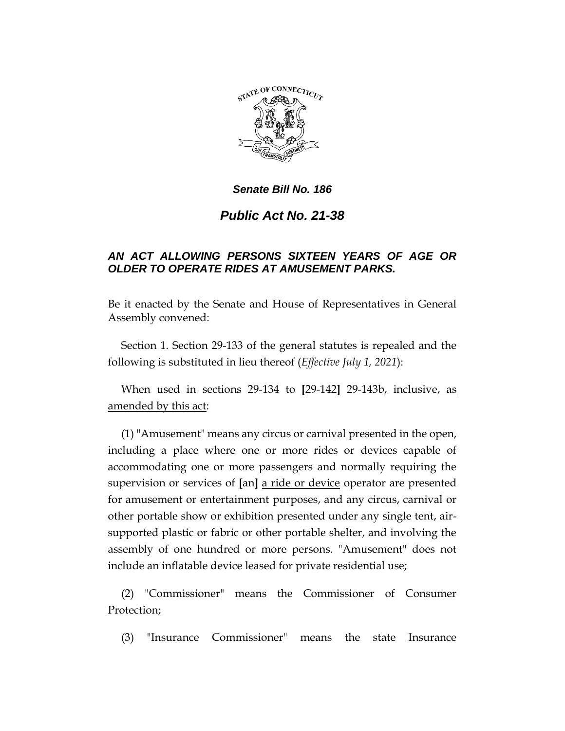***Senate Bill No. 186***

# *Public Act No. 21-38*

## *AN ACT ALLOWING PERSONS SIXTEEN YEARS OF AGE OR OLDER TO OPERATE RIDES AT AMUSEMENT PARKS.*

Be it enacted by the Senate and House of Representatives in General Assembly convened:

Section 1. Section 29-133 of the general statutes is repealed and the following is substituted in lieu thereof (*Effective July 1, 2021*):

When used in sections 29-134 to **[**29-142**]** <u>29-143b</u>, inclusive<u>, as amended by this act</u>:

(1) "Amusement" means any circus or carnival presented in the open, including a place where one or more rides or devices capable of accommodating one or more passengers and normally requiring the supervision or services of **[**an**]** <u>a ride or device</u> operator are presented for amusement or entertainment purposes, and any circus, carnival or other portable show or exhibition presented under any single tent, air-supported plastic or fabric or other portable shelter, and involving the assembly of one hundred or more persons. "Amusement" does not include an inflatable device leased for private residential use;

(2) "Commissioner" means the Commissioner of Consumer Protection;

(3) "Insurance Commissioner" means the state Insurance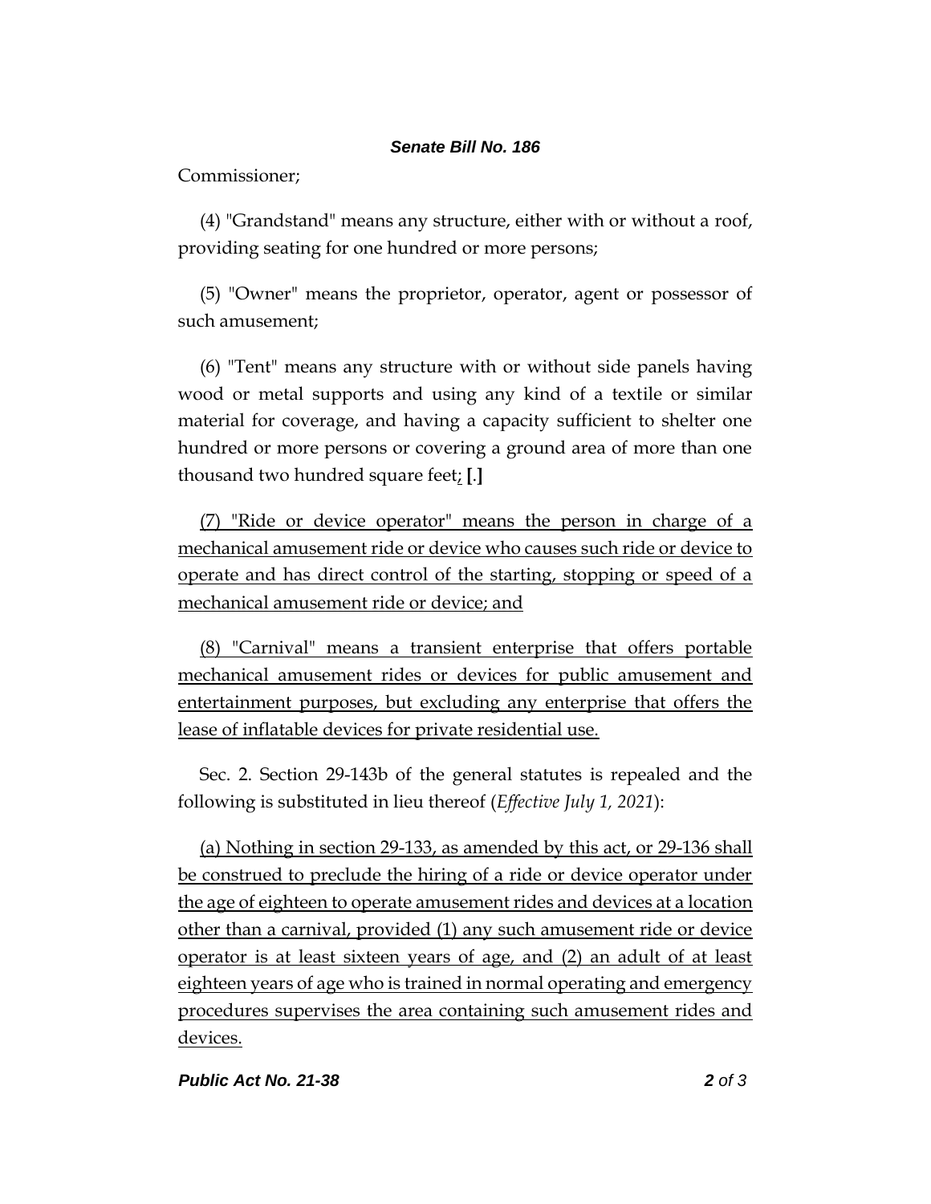Commissioner;

(4) "Grandstand" means any structure, either with or without a roof, providing seating for one hundred or more persons;

(5) "Owner" means the proprietor, operator, agent or possessor of such amusement;

(6) "Tent" means any structure with or without side panels having wood or metal supports and using any kind of a textile or similar material for coverage, and having a capacity sufficient to shelter one hundred or more persons or covering a ground area of more than one thousand two hundred square feet; **[**.**]**

(7) "Ride or device operator" means the person in charge of a mechanical amusement ride or device who causes such ride or device to operate and has direct control of the starting, stopping or speed of a mechanical amusement ride or device; and

(8) "Carnival" means a transient enterprise that offers portable mechanical amusement rides or devices for public amusement and entertainment purposes, but excluding any enterprise that offers the lease of inflatable devices for private residential use.

Sec. 2. Section 29-143b of the general statutes is repealed and the following is substituted in lieu thereof (*Effective July 1, 2021*):

(a) Nothing in section 29-133, as amended by this act, or 29-136 shall be construed to preclude the hiring of a ride or device operator under the age of eighteen to operate amusement rides and devices at a location other than a carnival, provided (1) any such amusement ride or device operator is at least sixteen years of age, and (2) an adult of at least eighteen years of age who is trained in normal operating and emergency procedures supervises the area containing such amusement rides and devices.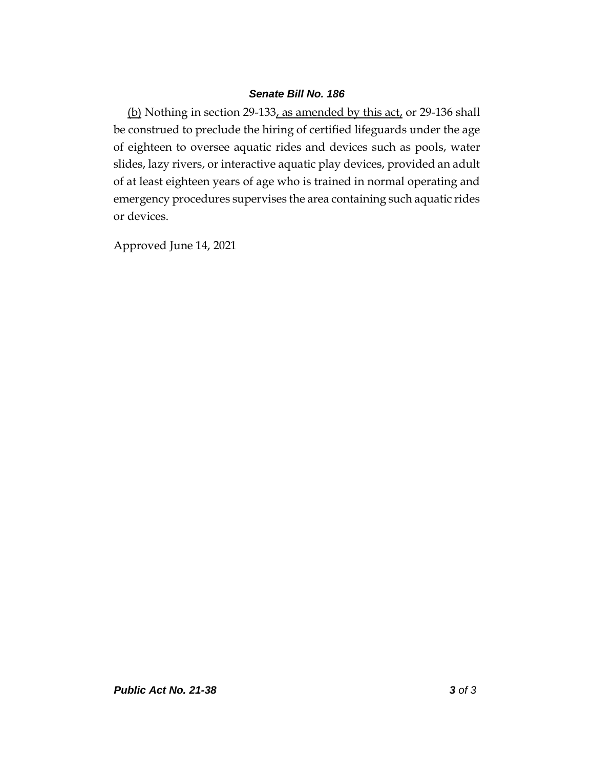<u>(b)</u> Nothing in section 29-133<u>, as amended by this act,</u> or 29-136 shall be construed to preclude the hiring of certified lifeguards under the age of eighteen to oversee aquatic rides and devices such as pools, water slides, lazy rivers, or interactive aquatic play devices, provided an adult of at least eighteen years of age who is trained in normal operating and emergency procedures supervises the area containing such aquatic rides or devices.

Approved June 14, 2021